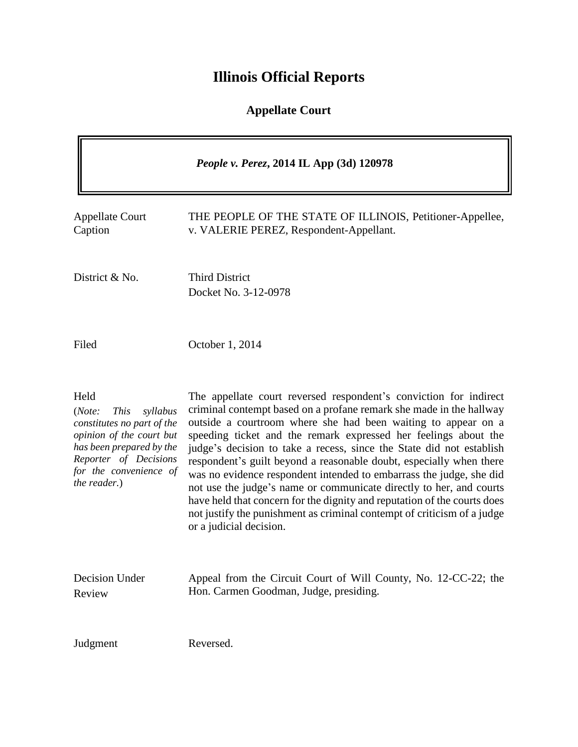# Illinois Official Reports

## Appellate Court

***People v. Perez*, 2014 IL App (3d) 120978**

| | |
|---|---|
| Appellate Court Caption | THE PEOPLE OF THE STATE OF ILLINOIS, Petitioner-Appellee, v. VALERIE PEREZ, Respondent-Appellant. |
| District & No. | Third District<br>Docket No. 3-12-0978 |
| Filed | October 1, 2014 |
| Held<br>(*Note: This syllabus constitutes no part of the opinion of the court but has been prepared by the Reporter of Decisions for the convenience of the reader.*) | The appellate court reversed respondent's conviction for indirect criminal contempt based on a profane remark she made in the hallway outside a courtroom where she had been waiting to appear on a speeding ticket and the remark expressed her feelings about the judge's decision to take a recess, since the State did not establish respondent's guilt beyond a reasonable doubt, especially when there was no evidence respondent intended to embarrass the judge, she did not use the judge's name or communicate directly to her, and courts have held that concern for the dignity and reputation of the courts does not justify the punishment as criminal contempt of criticism of a judge or a judicial decision. |
| Decision Under Review | Appeal from the Circuit Court of Will County, No. 12-CC-22; the Hon. Carmen Goodman, Judge, presiding. |
| Judgment | Reversed. |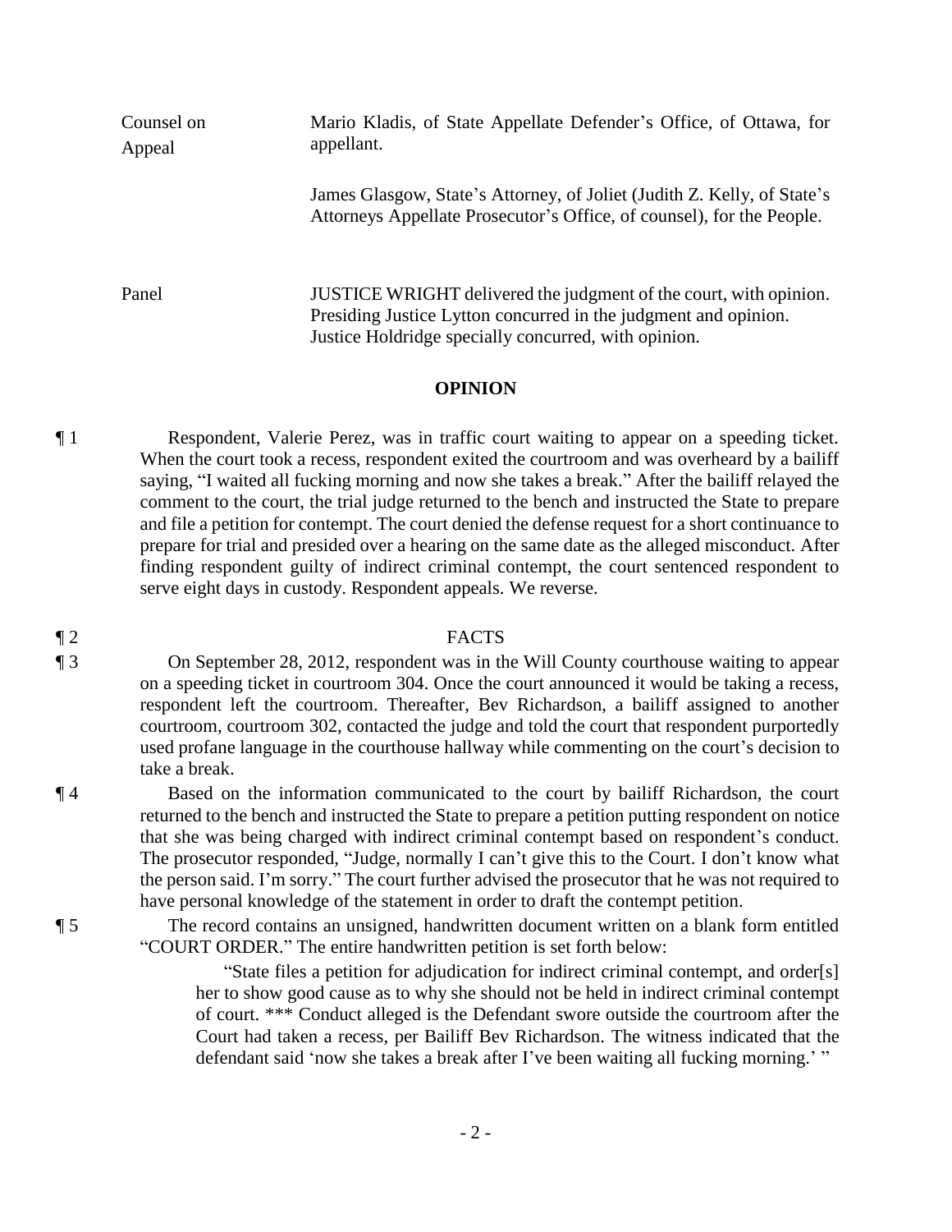| Counsel on Appeal | Mario Kladis, of State Appellate Defender's Office, of Ottawa, for appellant. |
|---|---|
| | James Glasgow, State's Attorney, of Joliet (Judith Z. Kelly, of State's Attorneys Appellate Prosecutor's Office, of counsel), for the People. |
| Panel | JUSTICE WRIGHT delivered the judgment of the court, with opinion. Presiding Justice Lytton concurred in the judgment and opinion. Justice Holdridge specially concurred, with opinion. |

## OPINION

¶ 1 Respondent, Valerie Perez, was in traffic court waiting to appear on a speeding ticket. When the court took a recess, respondent exited the courtroom and was overheard by a bailiff saying, "I waited all fucking morning and now she takes a break." After the bailiff relayed the comment to the court, the trial judge returned to the bench and instructed the State to prepare and file a petition for contempt. The court denied the defense request for a short continuance to prepare for trial and presided over a hearing on the same date as the alleged misconduct. After finding respondent guilty of indirect criminal contempt, the court sentenced respondent to serve eight days in custody. Respondent appeals. We reverse.

¶ 2 FACTS

¶ 3 On September 28, 2012, respondent was in the Will County courthouse waiting to appear on a speeding ticket in courtroom 304. Once the court announced it would be taking a recess, respondent left the courtroom. Thereafter, Bev Richardson, a bailiff assigned to another courtroom, courtroom 302, contacted the judge and told the court that respondent purportedly used profane language in the courthouse hallway while commenting on the court's decision to take a break.

¶ 4 Based on the information communicated to the court by bailiff Richardson, the court returned to the bench and instructed the State to prepare a petition putting respondent on notice that she was being charged with indirect criminal contempt based on respondent's conduct. The prosecutor responded, "Judge, normally I can't give this to the Court. I don't know what the person said. I'm sorry." The court further advised the prosecutor that he was not required to have personal knowledge of the statement in order to draft the contempt petition.

¶ 5 The record contains an unsigned, handwritten document written on a blank form entitled "COURT ORDER." The entire handwritten petition is set forth below:

> "State files a petition for adjudication for indirect criminal contempt, and order[s] her to show good cause as to why she should not be held in indirect criminal contempt of court. *** Conduct alleged is the Defendant swore outside the courtroom after the Court had taken a recess, per Bailiff Bev Richardson. The witness indicated that the defendant said 'now she takes a break after I've been waiting all fucking morning.' "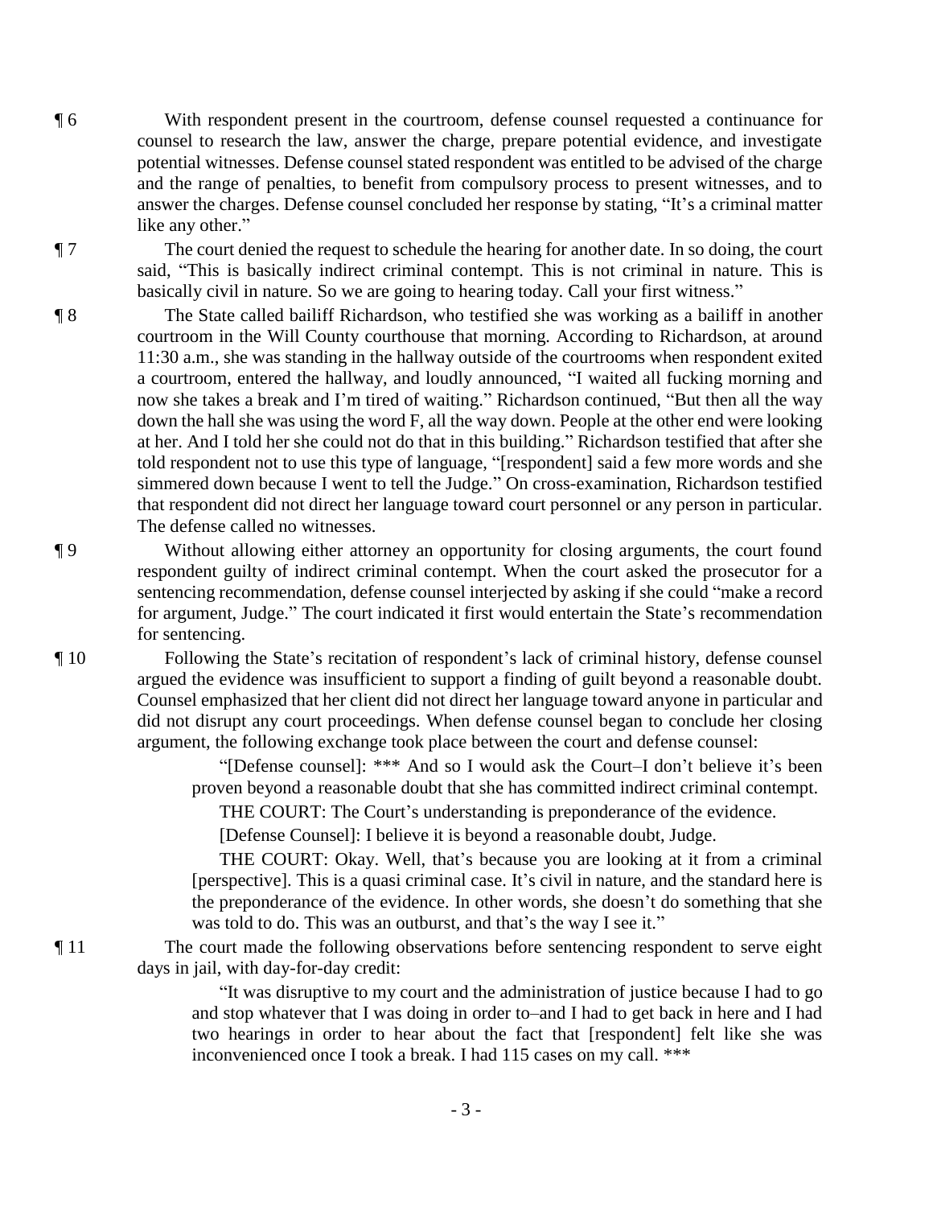¶ 6 With respondent present in the courtroom, defense counsel requested a continuance for counsel to research the law, answer the charge, prepare potential evidence, and investigate potential witnesses. Defense counsel stated respondent was entitled to be advised of the charge and the range of penalties, to benefit from compulsory process to present witnesses, and to answer the charges. Defense counsel concluded her response by stating, "It's a criminal matter like any other."

¶ 7 The court denied the request to schedule the hearing for another date. In so doing, the court said, "This is basically indirect criminal contempt. This is not criminal in nature. This is basically civil in nature. So we are going to hearing today. Call your first witness."

¶ 8 The State called bailiff Richardson, who testified she was working as a bailiff in another courtroom in the Will County courthouse that morning. According to Richardson, at around 11:30 a.m., she was standing in the hallway outside of the courtrooms when respondent exited a courtroom, entered the hallway, and loudly announced, "I waited all fucking morning and now she takes a break and I'm tired of waiting." Richardson continued, "But then all the way down the hall she was using the word F, all the way down. People at the other end were looking at her. And I told her she could not do that in this building." Richardson testified that after she told respondent not to use this type of language, "[respondent] said a few more words and she simmered down because I went to tell the Judge." On cross-examination, Richardson testified that respondent did not direct her language toward court personnel or any person in particular. The defense called no witnesses.

¶ 9 Without allowing either attorney an opportunity for closing arguments, the court found respondent guilty of indirect criminal contempt. When the court asked the prosecutor for a sentencing recommendation, defense counsel interjected by asking if she could "make a record for argument, Judge." The court indicated it first would entertain the State's recommendation for sentencing.

¶ 10 Following the State's recitation of respondent's lack of criminal history, defense counsel argued the evidence was insufficient to support a finding of guilt beyond a reasonable doubt. Counsel emphasized that her client did not direct her language toward anyone in particular and did not disrupt any court proceedings. When defense counsel began to conclude her closing argument, the following exchange took place between the court and defense counsel:

> "[Defense counsel]: *** And so I would ask the Court–I don't believe it's been proven beyond a reasonable doubt that she has committed indirect criminal contempt.
>
> THE COURT: The Court's understanding is preponderance of the evidence.
>
> [Defense Counsel]: I believe it is beyond a reasonable doubt, Judge.
>
> THE COURT: Okay. Well, that's because you are looking at it from a criminal [perspective]. This is a quasi criminal case. It's civil in nature, and the standard here is the preponderance of the evidence. In other words, she doesn't do something that she was told to do. This was an outburst, and that's the way I see it."

¶ 11 The court made the following observations before sentencing respondent to serve eight days in jail, with day-for-day credit:

> "It was disruptive to my court and the administration of justice because I had to go and stop whatever that I was doing in order to–and I had to get back in here and I had two hearings in order to hear about the fact that [respondent] felt like she was inconvenienced once I took a break. I had 115 cases on my call. ***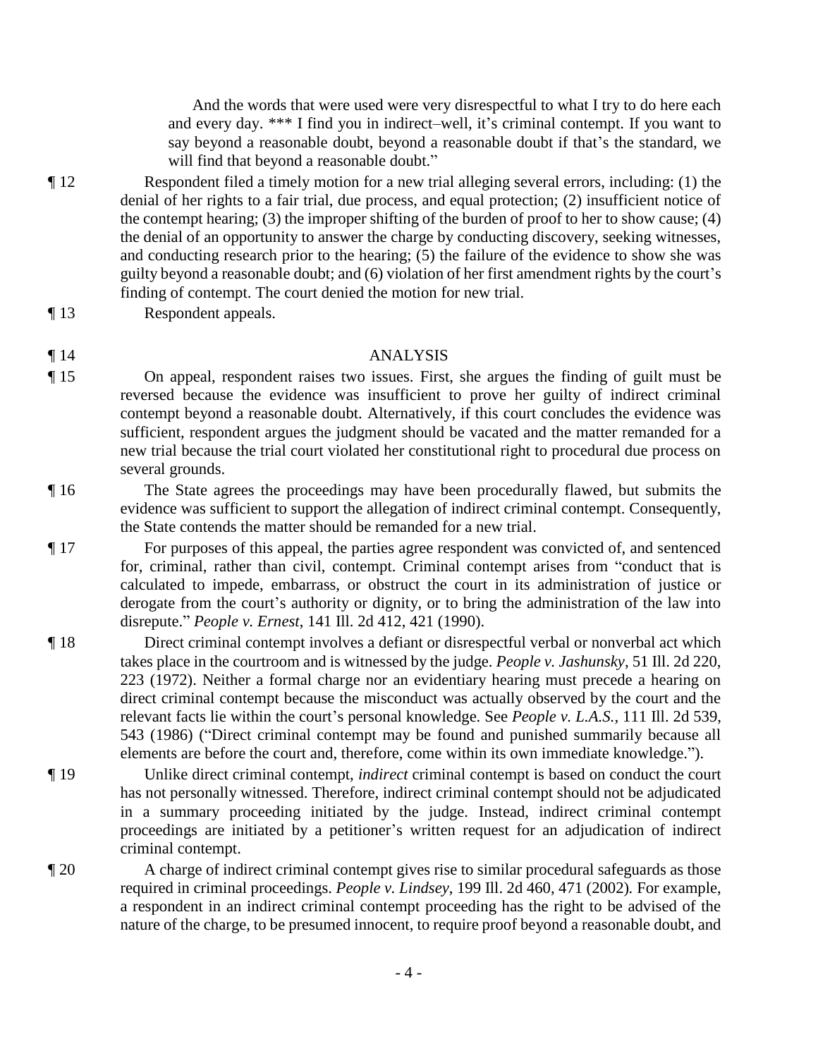> And the words that were used were very disrespectful to what I try to do here each and every day. *** I find you in indirect–well, it's criminal contempt. If you want to say beyond a reasonable doubt, beyond a reasonable doubt if that's the standard, we will find that beyond a reasonable doubt."

¶ 12 Respondent filed a timely motion for a new trial alleging several errors, including: (1) the denial of her rights to a fair trial, due process, and equal protection; (2) insufficient notice of the contempt hearing; (3) the improper shifting of the burden of proof to her to show cause; (4) the denial of an opportunity to answer the charge by conducting discovery, seeking witnesses, and conducting research prior to the hearing; (5) the failure of the evidence to show she was guilty beyond a reasonable doubt; and (6) violation of her first amendment rights by the court's finding of contempt. The court denied the motion for new trial.

¶ 13 Respondent appeals.

## ¶ 14 ANALYSIS

¶ 15 On appeal, respondent raises two issues. First, she argues the finding of guilt must be reversed because the evidence was insufficient to prove her guilty of indirect criminal contempt beyond a reasonable doubt. Alternatively, if this court concludes the evidence was sufficient, respondent argues the judgment should be vacated and the matter remanded for a new trial because the trial court violated her constitutional right to procedural due process on several grounds.

¶ 16 The State agrees the proceedings may have been procedurally flawed, but submits the evidence was sufficient to support the allegation of indirect criminal contempt. Consequently, the State contends the matter should be remanded for a new trial.

¶ 17 For purposes of this appeal, the parties agree respondent was convicted of, and sentenced for, criminal, rather than civil, contempt. Criminal contempt arises from "conduct that is calculated to impede, embarrass, or obstruct the court in its administration of justice or derogate from the court's authority or dignity, or to bring the administration of the law into disrepute." *People v. Ernest*, 141 Ill. 2d 412, 421 (1990).

¶ 18 Direct criminal contempt involves a defiant or disrespectful verbal or nonverbal act which takes place in the courtroom and is witnessed by the judge. *People v. Jashunsky*, 51 Ill. 2d 220, 223 (1972). Neither a formal charge nor an evidentiary hearing must precede a hearing on direct criminal contempt because the misconduct was actually observed by the court and the relevant facts lie within the court's personal knowledge. See *People v. L.A.S.*, 111 Ill. 2d 539, 543 (1986) ("Direct criminal contempt may be found and punished summarily because all elements are before the court and, therefore, come within its own immediate knowledge.").

¶ 19 Unlike direct criminal contempt, *indirect* criminal contempt is based on conduct the court has not personally witnessed. Therefore, indirect criminal contempt should not be adjudicated in a summary proceeding initiated by the judge. Instead, indirect criminal contempt proceedings are initiated by a petitioner's written request for an adjudication of indirect criminal contempt.

¶ 20 A charge of indirect criminal contempt gives rise to similar procedural safeguards as those required in criminal proceedings. *People v. Lindsey*, 199 Ill. 2d 460, 471 (2002). For example, a respondent in an indirect criminal contempt proceeding has the right to be advised of the nature of the charge, to be presumed innocent, to require proof beyond a reasonable doubt, and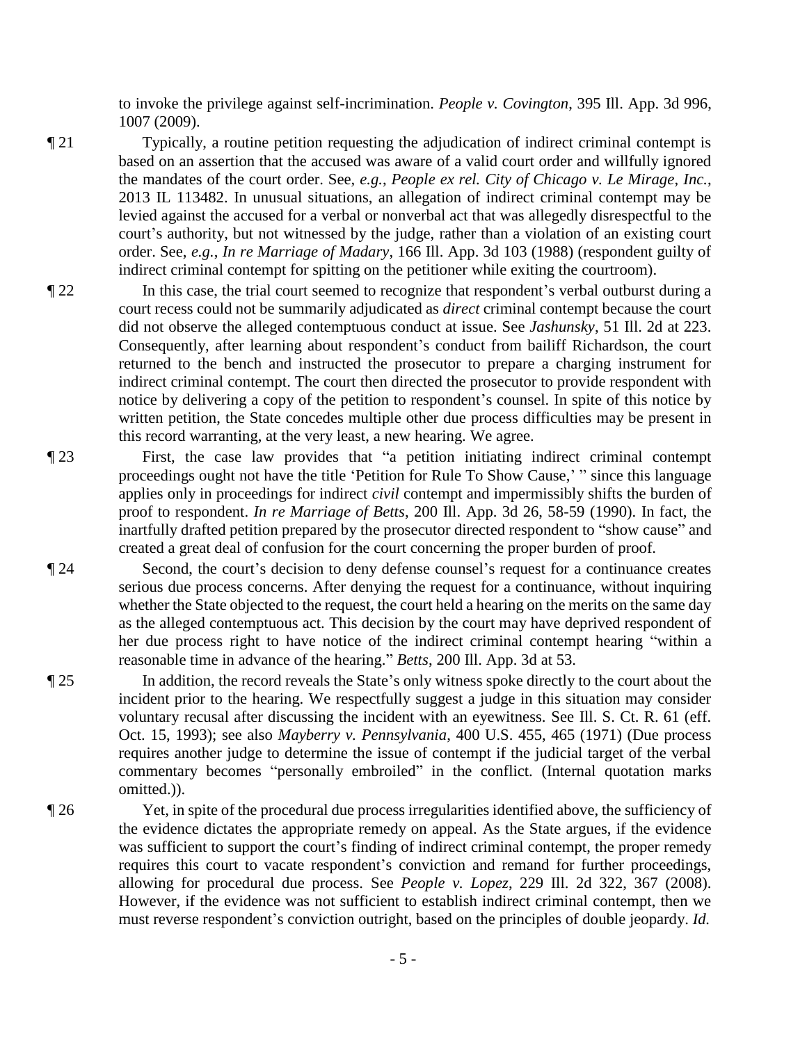to invoke the privilege against self-incrimination. *People v. Covington*, 395 Ill. App. 3d 996, 1007 (2009).

¶ 21 Typically, a routine petition requesting the adjudication of indirect criminal contempt is based on an assertion that the accused was aware of a valid court order and willfully ignored the mandates of the court order. See, *e.g.*, *People ex rel. City of Chicago v. Le Mirage, Inc.*, 2013 IL 113482. In unusual situations, an allegation of indirect criminal contempt may be levied against the accused for a verbal or nonverbal act that was allegedly disrespectful to the court's authority, but not witnessed by the judge, rather than a violation of an existing court order. See, *e.g.*, *In re Marriage of Madary*, 166 Ill. App. 3d 103 (1988) (respondent guilty of indirect criminal contempt for spitting on the petitioner while exiting the courtroom).

¶ 22 In this case, the trial court seemed to recognize that respondent's verbal outburst during a court recess could not be summarily adjudicated as *direct* criminal contempt because the court did not observe the alleged contemptuous conduct at issue. See *Jashunsky*, 51 Ill. 2d at 223. Consequently, after learning about respondent's conduct from bailiff Richardson, the court returned to the bench and instructed the prosecutor to prepare a charging instrument for indirect criminal contempt. The court then directed the prosecutor to provide respondent with notice by delivering a copy of the petition to respondent's counsel. In spite of this notice by written petition, the State concedes multiple other due process difficulties may be present in this record warranting, at the very least, a new hearing. We agree.

¶ 23 First, the case law provides that "a petition initiating indirect criminal contempt proceedings ought not have the title 'Petition for Rule To Show Cause,' " since this language applies only in proceedings for indirect *civil* contempt and impermissibly shifts the burden of proof to respondent. *In re Marriage of Betts*, 200 Ill. App. 3d 26, 58-59 (1990). In fact, the inartfully drafted petition prepared by the prosecutor directed respondent to "show cause" and created a great deal of confusion for the court concerning the proper burden of proof.

¶ 24 Second, the court's decision to deny defense counsel's request for a continuance creates serious due process concerns. After denying the request for a continuance, without inquiring whether the State objected to the request, the court held a hearing on the merits on the same day as the alleged contemptuous act. This decision by the court may have deprived respondent of her due process right to have notice of the indirect criminal contempt hearing "within a reasonable time in advance of the hearing." *Betts*, 200 Ill. App. 3d at 53.

¶ 25 In addition, the record reveals the State's only witness spoke directly to the court about the incident prior to the hearing. We respectfully suggest a judge in this situation may consider voluntary recusal after discussing the incident with an eyewitness. See Ill. S. Ct. R. 61 (eff. Oct. 15, 1993); see also *Mayberry v. Pennsylvania*, 400 U.S. 455, 465 (1971) (Due process requires another judge to determine the issue of contempt if the judicial target of the verbal commentary becomes "personally embroiled" in the conflict. (Internal quotation marks omitted.)).

¶ 26 Yet, in spite of the procedural due process irregularities identified above, the sufficiency of the evidence dictates the appropriate remedy on appeal. As the State argues, if the evidence was sufficient to support the court's finding of indirect criminal contempt, the proper remedy requires this court to vacate respondent's conviction and remand for further proceedings, allowing for procedural due process. See *People v. Lopez*, 229 Ill. 2d 322, 367 (2008). However, if the evidence was not sufficient to establish indirect criminal contempt, then we must reverse respondent's conviction outright, based on the principles of double jeopardy. *Id.*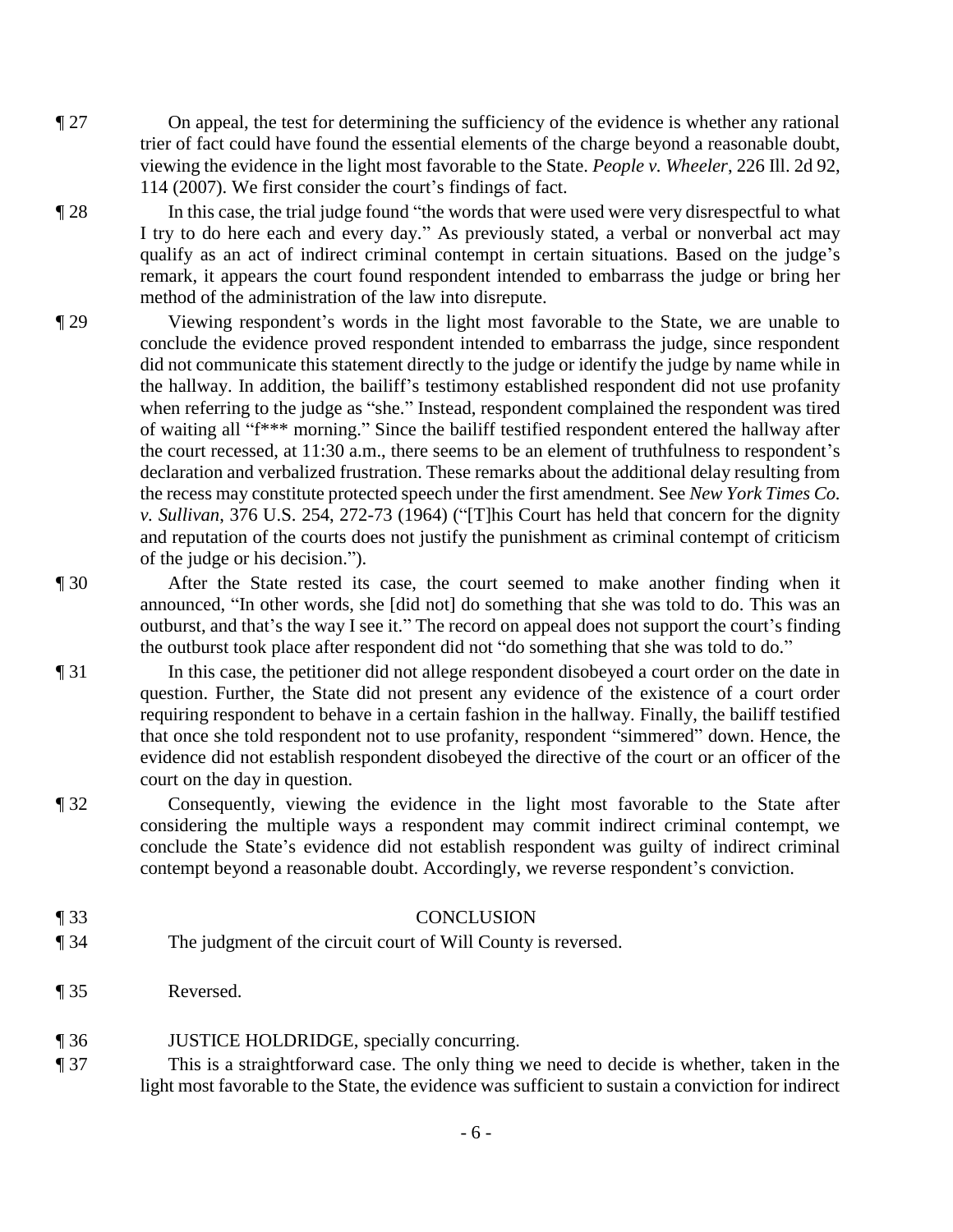¶ 27 On appeal, the test for determining the sufficiency of the evidence is whether any rational trier of fact could have found the essential elements of the charge beyond a reasonable doubt, viewing the evidence in the light most favorable to the State. *People v. Wheeler*, 226 Ill. 2d 92, 114 (2007). We first consider the court's findings of fact.

¶ 28 In this case, the trial judge found "the words that were used were very disrespectful to what I try to do here each and every day." As previously stated, a verbal or nonverbal act may qualify as an act of indirect criminal contempt in certain situations. Based on the judge's remark, it appears the court found respondent intended to embarrass the judge or bring her method of the administration of the law into disrepute.

¶ 29 Viewing respondent's words in the light most favorable to the State, we are unable to conclude the evidence proved respondent intended to embarrass the judge, since respondent did not communicate this statement directly to the judge or identify the judge by name while in the hallway. In addition, the bailiff's testimony established respondent did not use profanity when referring to the judge as "she." Instead, respondent complained the respondent was tired of waiting all "f*** morning." Since the bailiff testified respondent entered the hallway after the court recessed, at 11:30 a.m., there seems to be an element of truthfulness to respondent's declaration and verbalized frustration. These remarks about the additional delay resulting from the recess may constitute protected speech under the first amendment. See *New York Times Co. v. Sullivan*, 376 U.S. 254, 272-73 (1964) ("[T]his Court has held that concern for the dignity and reputation of the courts does not justify the punishment as criminal contempt of criticism of the judge or his decision.").

¶ 30 After the State rested its case, the court seemed to make another finding when it announced, "In other words, she [did not] do something that she was told to do. This was an outburst, and that's the way I see it." The record on appeal does not support the court's finding the outburst took place after respondent did not "do something that she was told to do."

¶ 31 In this case, the petitioner did not allege respondent disobeyed a court order on the date in question. Further, the State did not present any evidence of the existence of a court order requiring respondent to behave in a certain fashion in the hallway. Finally, the bailiff testified that once she told respondent not to use profanity, respondent "simmered" down. Hence, the evidence did not establish respondent disobeyed the directive of the court or an officer of the court on the day in question.

¶ 32 Consequently, viewing the evidence in the light most favorable to the State after considering the multiple ways a respondent may commit indirect criminal contempt, we conclude the State's evidence did not establish respondent was guilty of indirect criminal contempt beyond a reasonable doubt. Accordingly, we reverse respondent's conviction.

¶ 33 CONCLUSION

¶ 34 The judgment of the circuit court of Will County is reversed.

¶ 35 Reversed.

¶ 36 JUSTICE HOLDRIDGE, specially concurring.

¶ 37 This is a straightforward case. The only thing we need to decide is whether, taken in the light most favorable to the State, the evidence was sufficient to sustain a conviction for indirect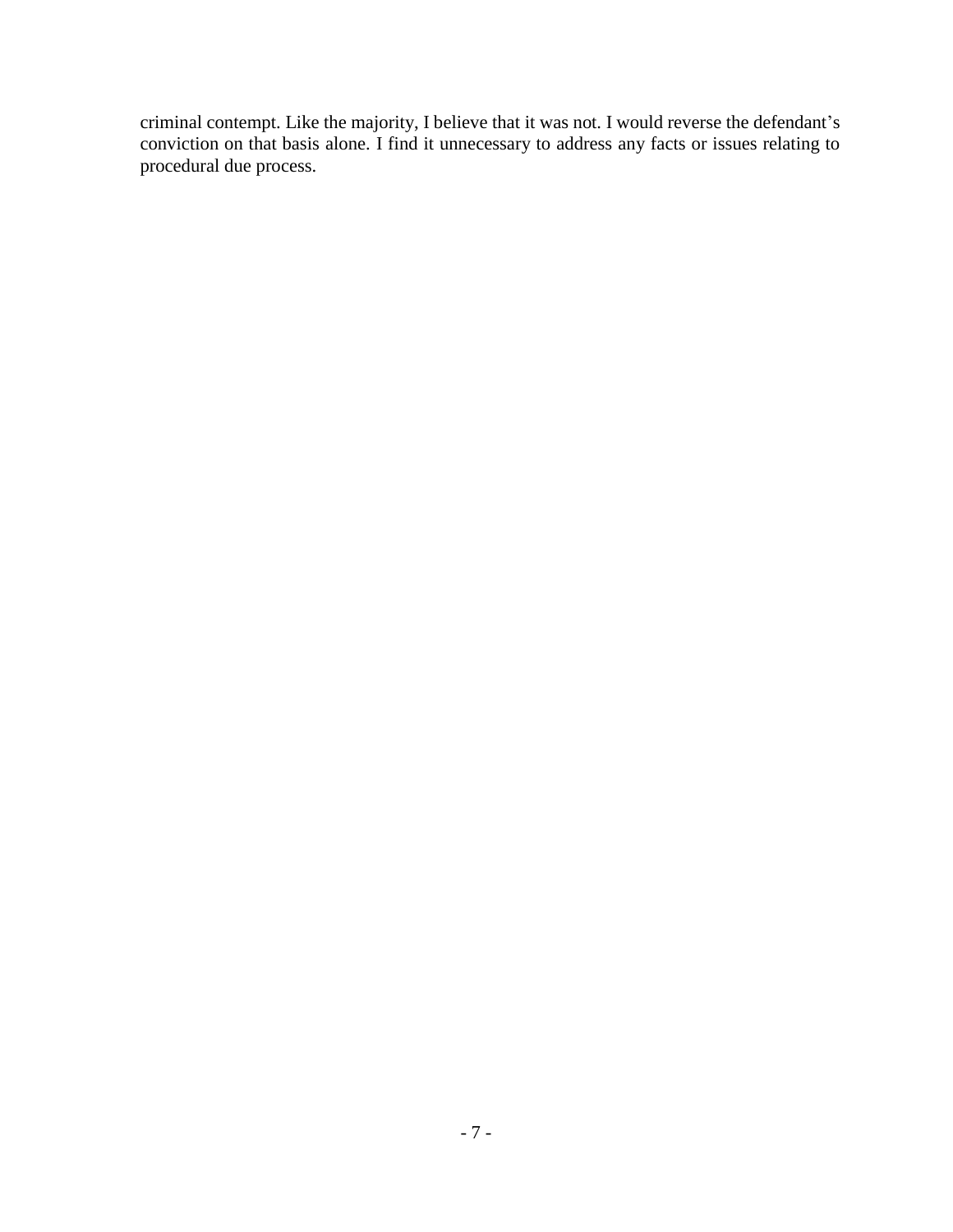criminal contempt. Like the majority, I believe that it was not. I would reverse the defendant's conviction on that basis alone. I find it unnecessary to address any facts or issues relating to procedural due process.